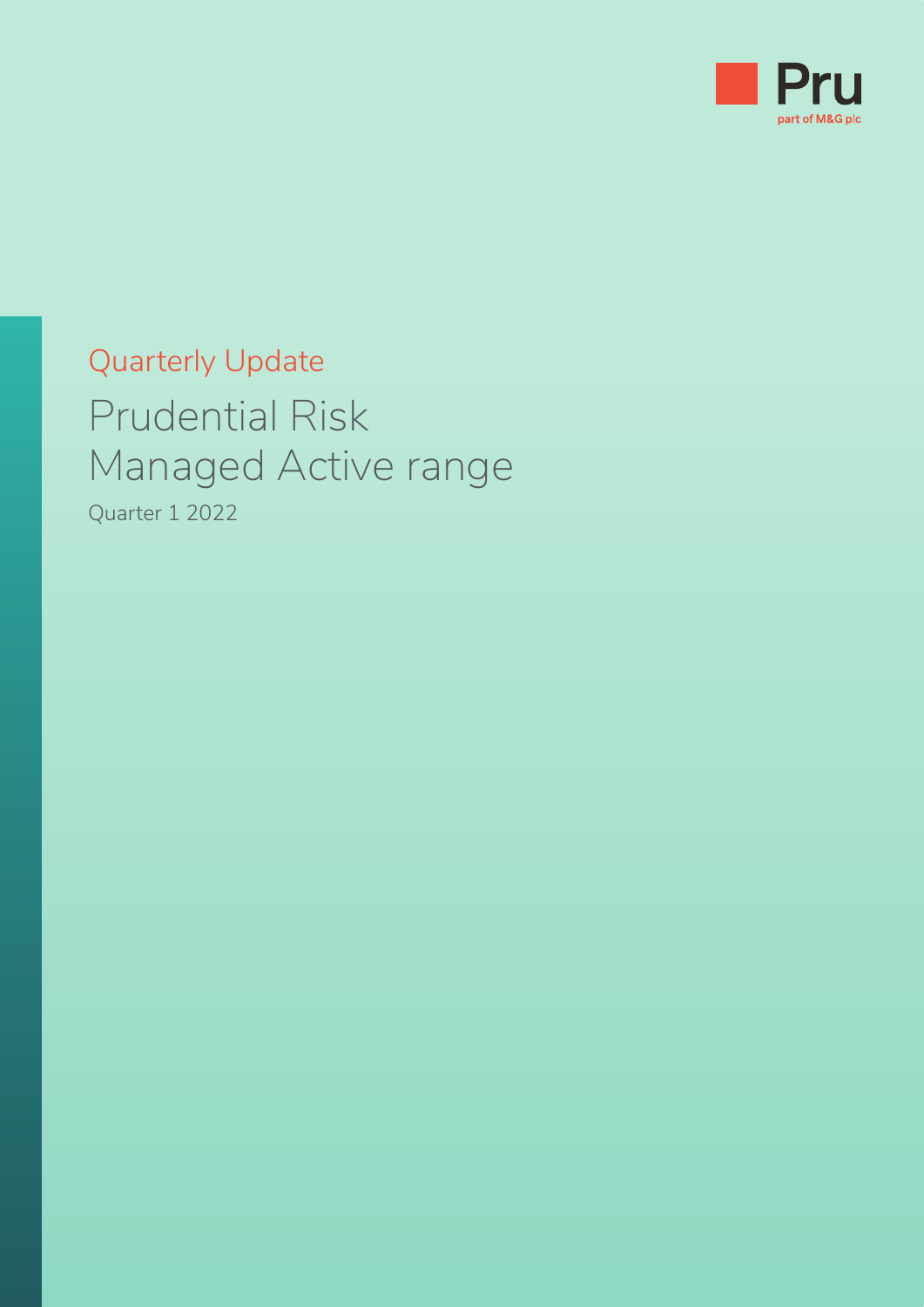Pru

part of M&G plc

Quarterly Update

# Prudential Risk Managed Active range

Quarter 1 2022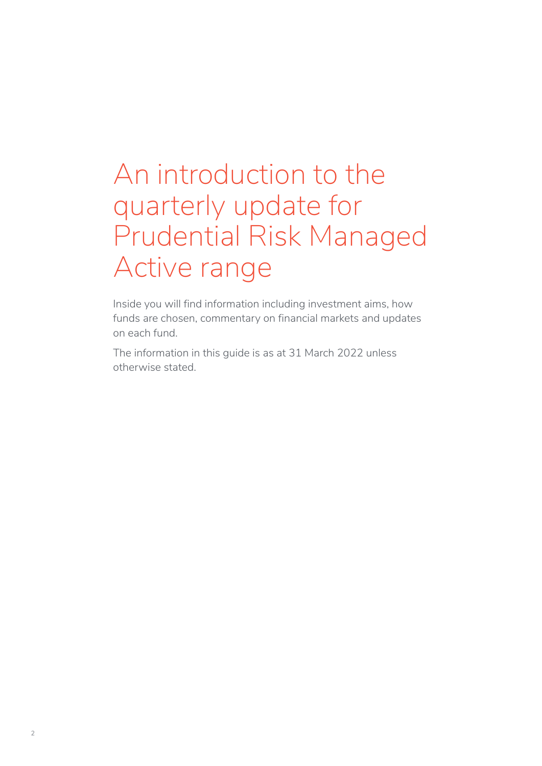# An introduction to the quarterly update for Prudential Risk Managed Active range

Inside you will find information including investment aims, how funds are chosen, commentary on financial markets and updates on each fund.

The information in this guide is as at 31 March 2022 unless otherwise stated.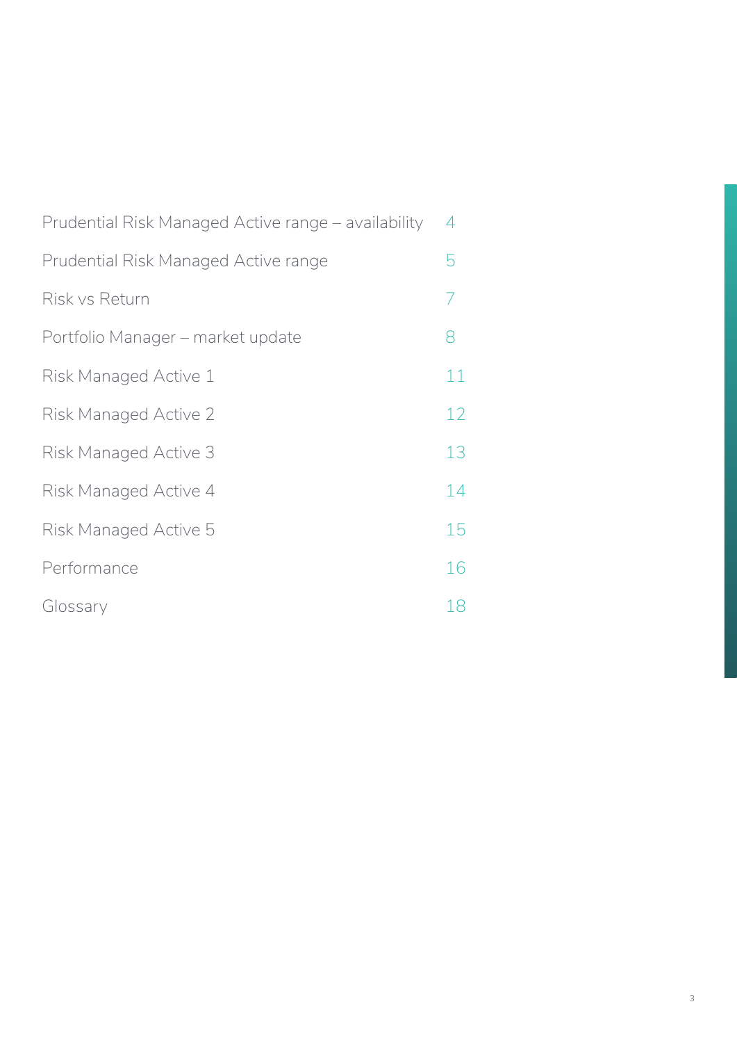| | |
|---|---|
| Prudential Risk Managed Active range – availability | 4 |
| Prudential Risk Managed Active range | 5 |
| Risk vs Return | 7 |
| Portfolio Manager – market update | 8 |
| Risk Managed Active 1 | 11 |
| Risk Managed Active 2 | 12 |
| Risk Managed Active 3 | 13 |
| Risk Managed Active 4 | 14 |
| Risk Managed Active 5 | 15 |
| Performance | 16 |
| Glossary | 18 |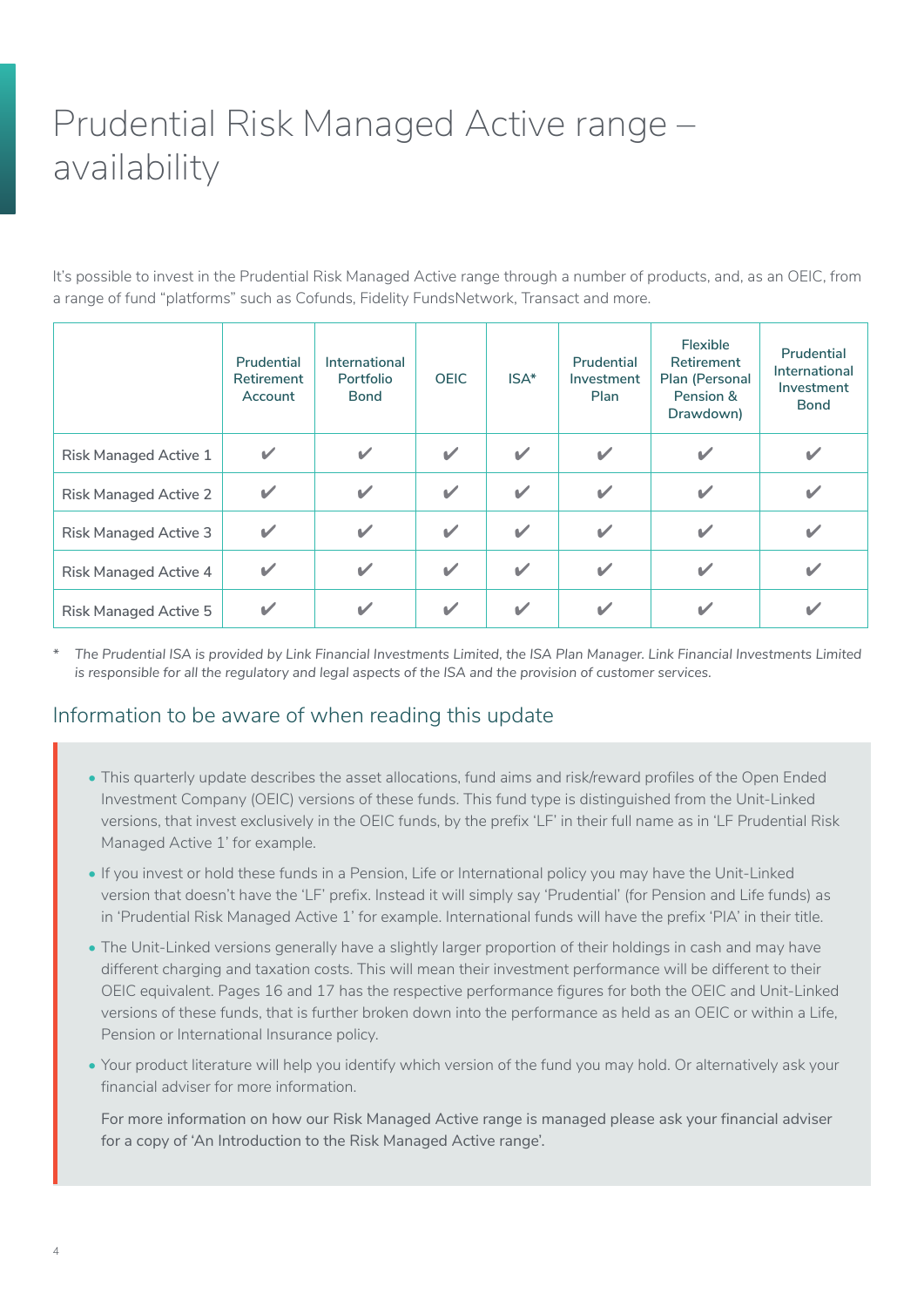# Prudential Risk Managed Active range – availability

It's possible to invest in the Prudential Risk Managed Active range through a number of products, and, as an OEIC, from a range of fund "platforms" such as Cofunds, Fidelity FundsNetwork, Transact and more.

| | Prudential Retirement Account | International Portfolio Bond | OEIC | ISA* | Prudential Investment Plan | Flexible Retirement Plan (Personal Pension & Drawdown) | Prudential International Investment Bond |
|---|---|---|---|---|---|---|---|
| Risk Managed Active 1 | ✔ | ✔ | ✔ | ✔ | ✔ | ✔ | ✔ |
| Risk Managed Active 2 | ✔ | ✔ | ✔ | ✔ | ✔ | ✔ | ✔ |
| Risk Managed Active 3 | ✔ | ✔ | ✔ | ✔ | ✔ | ✔ | ✔ |
| Risk Managed Active 4 | ✔ | ✔ | ✔ | ✔ | ✔ | ✔ | ✔ |
| Risk Managed Active 5 | ✔ | ✔ | ✔ | ✔ | ✔ | ✔ | ✔ |

\* *The Prudential ISA is provided by Link Financial Investments Limited, the ISA Plan Manager. Link Financial Investments Limited is responsible for all the regulatory and legal aspects of the ISA and the provision of customer services.*

## Information to be aware of when reading this update

- This quarterly update describes the asset allocations, fund aims and risk/reward profiles of the Open Ended Investment Company (OEIC) versions of these funds. This fund type is distinguished from the Unit-Linked versions, that invest exclusively in the OEIC funds, by the prefix 'LF' in their full name as in 'LF Prudential Risk Managed Active 1' for example.
- If you invest or hold these funds in a Pension, Life or International policy you may have the Unit-Linked version that doesn't have the 'LF' prefix. Instead it will simply say 'Prudential' (for Pension and Life funds) as in 'Prudential Risk Managed Active 1' for example. International funds will have the prefix 'PIA' in their title.
- The Unit-Linked versions generally have a slightly larger proportion of their holdings in cash and may have different charging and taxation costs. This will mean their investment performance will be different to their OEIC equivalent. Pages 16 and 17 has the respective performance figures for both the OEIC and Unit-Linked versions of these funds, that is further broken down into the performance as held as an OEIC or within a Life, Pension or International Insurance policy.
- Your product literature will help you identify which version of the fund you may hold. Or alternatively ask your financial adviser for more information.

For more information on how our Risk Managed Active range is managed please ask your financial adviser for a copy of 'An Introduction to the Risk Managed Active range'.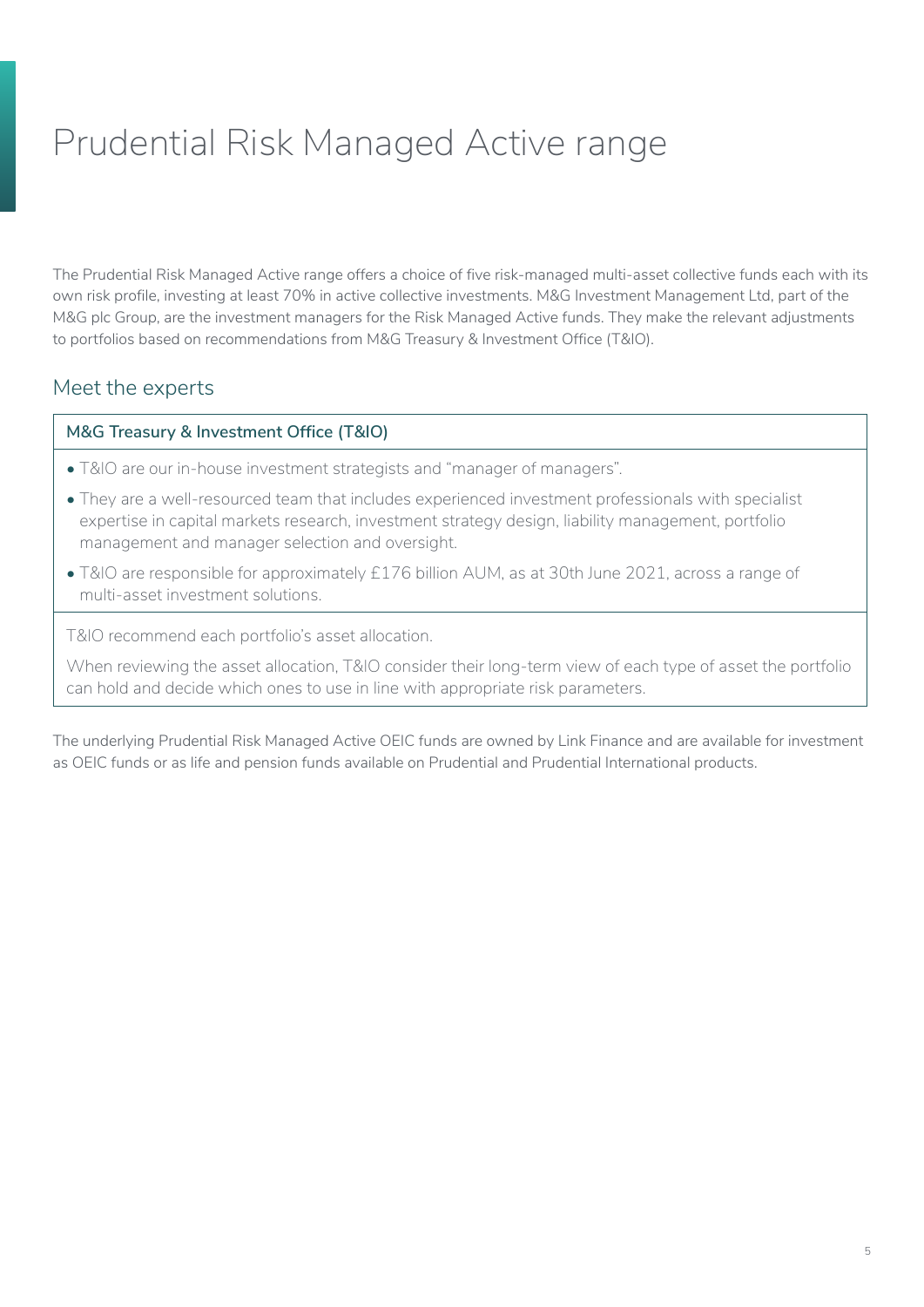# Prudential Risk Managed Active range

The Prudential Risk Managed Active range offers a choice of five risk-managed multi-asset collective funds each with its own risk profile, investing at least 70% in active collective investments. M&G Investment Management Ltd, part of the M&G plc Group, are the investment managers for the Risk Managed Active funds. They make the relevant adjustments to portfolios based on recommendations from M&G Treasury & Investment Office (T&IO).

## Meet the experts

**M&G Treasury & Investment Office (T&IO)**

- T&IO are our in-house investment strategists and "manager of managers".
- They are a well-resourced team that includes experienced investment professionals with specialist expertise in capital markets research, investment strategy design, liability management, portfolio management and manager selection and oversight.
- T&IO are responsible for approximately £176 billion AUM, as at 30th June 2021, across a range of multi-asset investment solutions.

T&IO recommend each portfolio's asset allocation.

When reviewing the asset allocation, T&IO consider their long-term view of each type of asset the portfolio can hold and decide which ones to use in line with appropriate risk parameters.

The underlying Prudential Risk Managed Active OEIC funds are owned by Link Finance and are available for investment as OEIC funds or as life and pension funds available on Prudential and Prudential International products.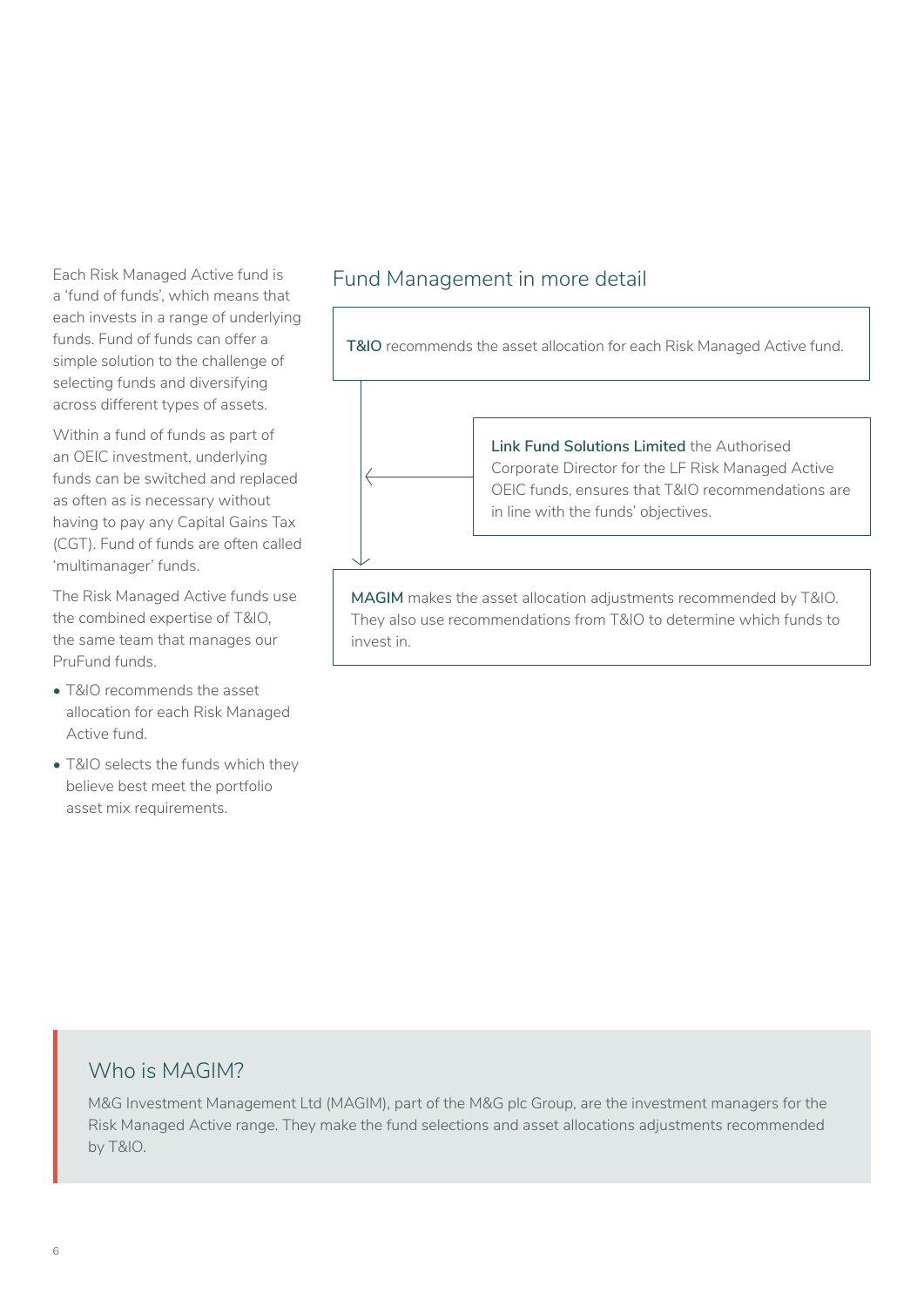Each Risk Managed Active fund is a 'fund of funds', which means that each invests in a range of underlying funds. Fund of funds can offer a simple solution to the challenge of selecting funds and diversifying across different types of assets.

Within a fund of funds as part of an OEIC investment, underlying funds can be switched and replaced as often as is necessary without having to pay any Capital Gains Tax (CGT). Fund of funds are often called 'multimanager' funds.

The Risk Managed Active funds use the combined expertise of T&IO, the same team that manages our PruFund funds.

- T&IO recommends the asset allocation for each Risk Managed Active fund.
- T&IO selects the funds which they believe best meet the portfolio asset mix requirements.

## Fund Management in more detail

**T&IO** recommends the asset allocation for each Risk Managed Active fund.

**Link Fund Solutions Limited** the Authorised Corporate Director for the LF Risk Managed Active OEIC funds, ensures that T&IO recommendations are in line with the funds' objectives.

**MAGIM** makes the asset allocation adjustments recommended by T&IO. They also use recommendations from T&IO to determine which funds to invest in.

## Who is MAGIM?

M&G Investment Management Ltd (MAGIM), part of the M&G plc Group, are the investment managers for the Risk Managed Active range. They make the fund selections and asset allocations adjustments recommended by T&IO.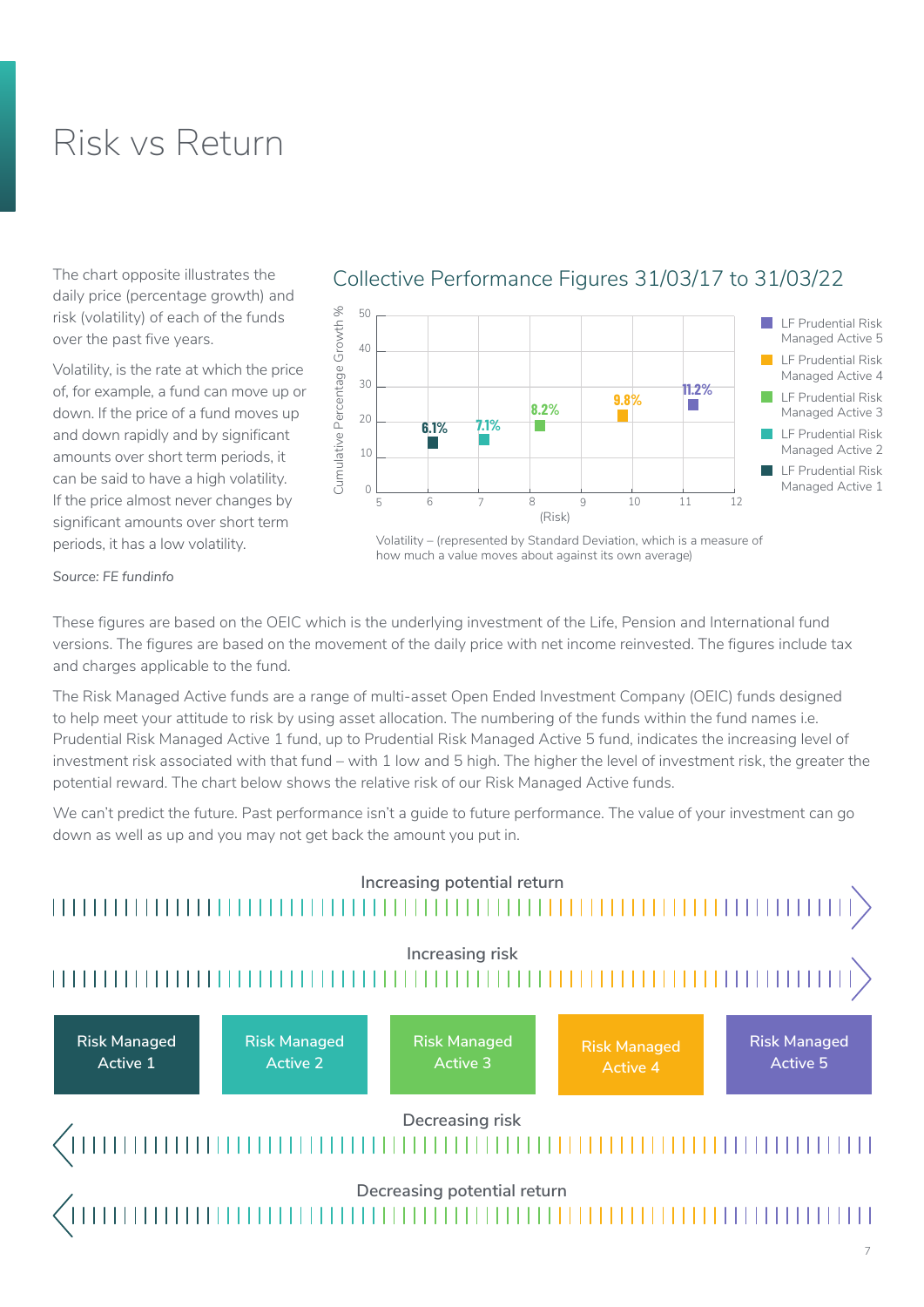# Risk vs Return

The chart opposite illustrates the daily price (percentage growth) and risk (volatility) of each of the funds over the past five years.

Volatility, is the rate at which the price of, for example, a fund can move up or down. If the price of a fund moves up and down rapidly and by significant amounts over short term periods, it can be said to have a high volatility. If the price almost never changes by significant amounts over short term periods, it has a low volatility.

*Source: FE fundinfo*

## Collective Performance Figures 31/03/17 to 31/03/22

| Fund | Volatility (Risk) | Cumulative Percentage Growth % |
|---|---|---|
| LF Prudential Risk Managed Active 1 | 6.1% | 6.1% |
| LF Prudential Risk Managed Active 2 | 7.1% | 7.1% |
| LF Prudential Risk Managed Active 3 | 8.2% | 8.2% |
| LF Prudential Risk Managed Active 4 | 9.8% | 9.8% |
| LF Prudential Risk Managed Active 5 | 11.2% | 11.2% |

Volatility – (represented by Standard Deviation, which is a measure of how much a value moves about against its own average)

These figures are based on the OEIC which is the underlying investment of the Life, Pension and International fund versions. The figures are based on the movement of the daily price with net income reinvested. The figures include tax and charges applicable to the fund.

The Risk Managed Active funds are a range of multi-asset Open Ended Investment Company (OEIC) funds designed to help meet your attitude to risk by using asset allocation. The numbering of the funds within the fund names i.e. Prudential Risk Managed Active 1 fund, up to Prudential Risk Managed Active 5 fund, indicates the increasing level of investment risk associated with that fund – with 1 low and 5 high. The higher the level of investment risk, the greater the potential reward. The chart below shows the relative risk of our Risk Managed Active funds.

We can't predict the future. Past performance isn't a guide to future performance. The value of your investment can go down as well as up and you may not get back the amount you put in.

Increasing potential return →

Increasing risk →

| Risk Managed Active 1 | Risk Managed Active 2 | Risk Managed Active 3 | Risk Managed Active 4 | Risk Managed Active 5 |
|---|---|---|---|---|

← Decreasing risk

← Decreasing potential return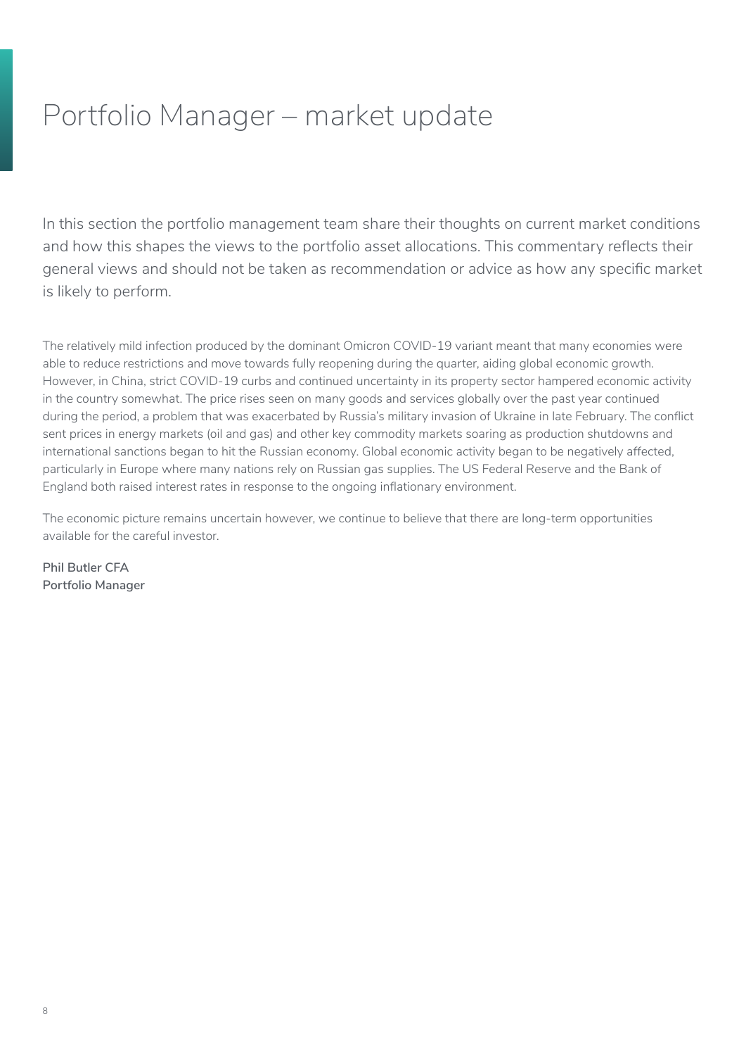# Portfolio Manager – market update

In this section the portfolio management team share their thoughts on current market conditions and how this shapes the views to the portfolio asset allocations. This commentary reflects their general views and should not be taken as recommendation or advice as how any specific market is likely to perform.

The relatively mild infection produced by the dominant Omicron COVID-19 variant meant that many economies were able to reduce restrictions and move towards fully reopening during the quarter, aiding global economic growth. However, in China, strict COVID-19 curbs and continued uncertainty in its property sector hampered economic activity in the country somewhat. The price rises seen on many goods and services globally over the past year continued during the period, a problem that was exacerbated by Russia's military invasion of Ukraine in late February. The conflict sent prices in energy markets (oil and gas) and other key commodity markets soaring as production shutdowns and international sanctions began to hit the Russian economy. Global economic activity began to be negatively affected, particularly in Europe where many nations rely on Russian gas supplies. The US Federal Reserve and the Bank of England both raised interest rates in response to the ongoing inflationary environment.

The economic picture remains uncertain however, we continue to believe that there are long-term opportunities available for the careful investor.

**Phil Butler CFA**
**Portfolio Manager**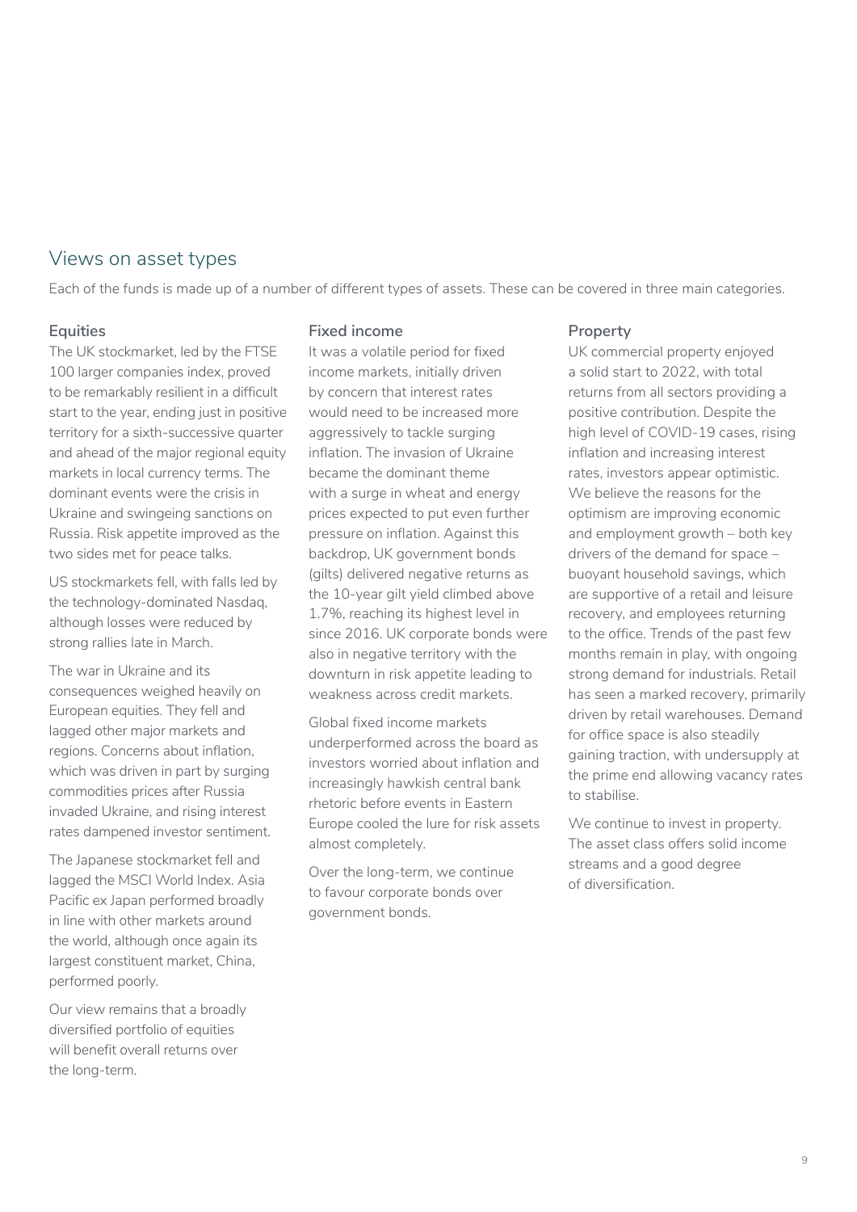## Views on asset types

Each of the funds is made up of a number of different types of assets. These can be covered in three main categories.

### Equities

The UK stockmarket, led by the FTSE 100 larger companies index, proved to be remarkably resilient in a difficult start to the year, ending just in positive territory for a sixth-successive quarter and ahead of the major regional equity markets in local currency terms. The dominant events were the crisis in Ukraine and swingeing sanctions on Russia. Risk appetite improved as the two sides met for peace talks.

US stockmarkets fell, with falls led by the technology-dominated Nasdaq, although losses were reduced by strong rallies late in March.

The war in Ukraine and its consequences weighed heavily on European equities. They fell and lagged other major markets and regions. Concerns about inflation, which was driven in part by surging commodities prices after Russia invaded Ukraine, and rising interest rates dampened investor sentiment.

The Japanese stockmarket fell and lagged the MSCI World Index. Asia Pacific ex Japan performed broadly in line with other markets around the world, although once again its largest constituent market, China, performed poorly.

Our view remains that a broadly diversified portfolio of equities will benefit overall returns over the long-term.

### Fixed income

It was a volatile period for fixed income markets, initially driven by concern that interest rates would need to be increased more aggressively to tackle surging inflation. The invasion of Ukraine became the dominant theme with a surge in wheat and energy prices expected to put even further pressure on inflation. Against this backdrop, UK government bonds (gilts) delivered negative returns as the 10-year gilt yield climbed above 1.7%, reaching its highest level in since 2016. UK corporate bonds were also in negative territory with the downturn in risk appetite leading to weakness across credit markets.

Global fixed income markets underperformed across the board as investors worried about inflation and increasingly hawkish central bank rhetoric before events in Eastern Europe cooled the lure for risk assets almost completely.

Over the long-term, we continue to favour corporate bonds over government bonds.

### Property

UK commercial property enjoyed a solid start to 2022, with total returns from all sectors providing a positive contribution. Despite the high level of COVID-19 cases, rising inflation and increasing interest rates, investors appear optimistic. We believe the reasons for the optimism are improving economic and employment growth – both key drivers of the demand for space – buoyant household savings, which are supportive of a retail and leisure recovery, and employees returning to the office. Trends of the past few months remain in play, with ongoing strong demand for industrials. Retail has seen a marked recovery, primarily driven by retail warehouses. Demand for office space is also steadily gaining traction, with undersupply at the prime end allowing vacancy rates to stabilise.

We continue to invest in property. The asset class offers solid income streams and a good degree of diversification.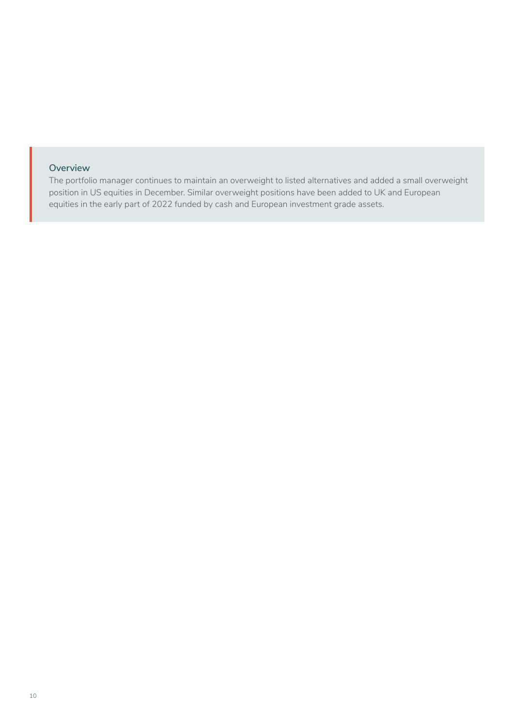### Overview

The portfolio manager continues to maintain an overweight to listed alternatives and added a small overweight position in US equities in December. Similar overweight positions have been added to UK and European equities in the early part of 2022 funded by cash and European investment grade assets.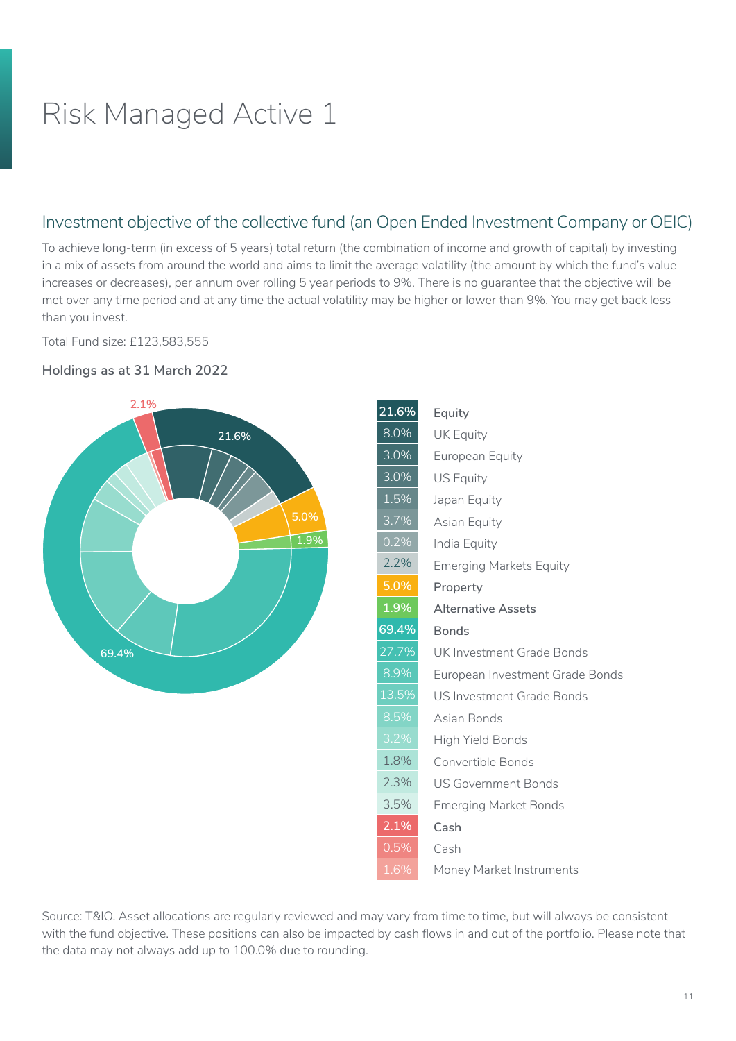# Risk Managed Active 1

## Investment objective of the collective fund (an Open Ended Investment Company or OEIC)

To achieve long-term (in excess of 5 years) total return (the combination of income and growth of capital) by investing in a mix of assets from around the world and aims to limit the average volatility (the amount by which the fund's value increases or decreases), per annum over rolling 5 year periods to 9%. There is no guarantee that the objective will be met over any time period and at any time the actual volatility may be higher or lower than 9%. You may get back less than you invest.

Total Fund size: £123,583,555

### Holdings as at 31 March 2022

| % | Asset |
|---|---|
| **21.6%** | **Equity** |
| 8.0% | UK Equity |
| 3.0% | European Equity |
| 3.0% | US Equity |
| 1.5% | Japan Equity |
| 3.7% | Asian Equity |
| 0.2% | India Equity |
| 2.2% | Emerging Markets Equity |
| **5.0%** | **Property** |
| **1.9%** | **Alternative Assets** |
| **69.4%** | **Bonds** |
| 27.7% | UK Investment Grade Bonds |
| 8.9% | European Investment Grade Bonds |
| 13.5% | US Investment Grade Bonds |
| 8.5% | Asian Bonds |
| 3.2% | High Yield Bonds |
| 1.8% | Convertible Bonds |
| 2.3% | US Government Bonds |
| 3.5% | Emerging Market Bonds |
| **2.1%** | **Cash** |
| 0.5% | Cash |
| 1.6% | Money Market Instruments |

Source: T&IO. Asset allocations are regularly reviewed and may vary from time to time, but will always be consistent with the fund objective. These positions can also be impacted by cash flows in and out of the portfolio. Please note that the data may not always add up to 100.0% due to rounding.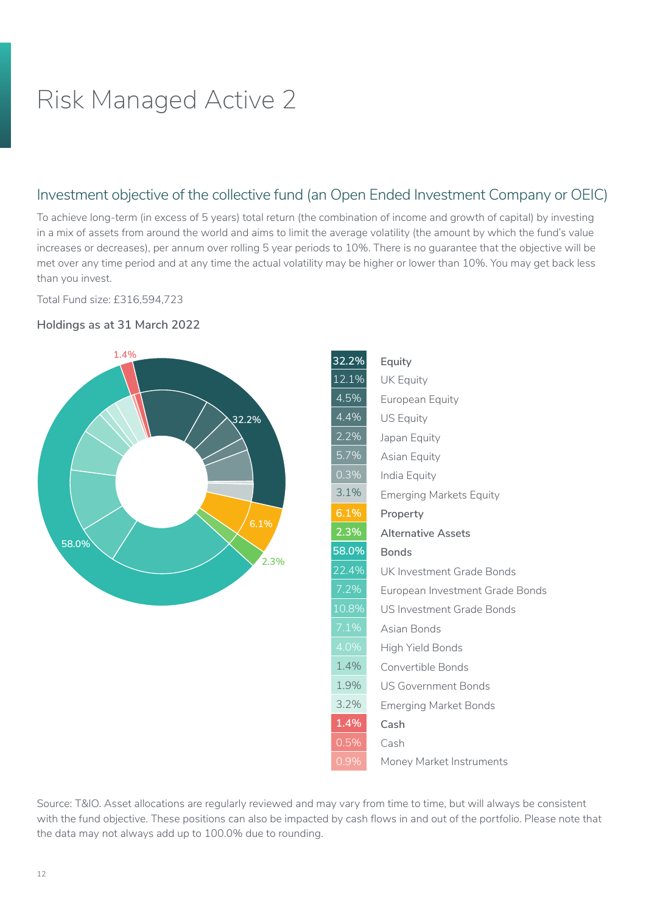# Risk Managed Active 2

## Investment objective of the collective fund (an Open Ended Investment Company or OEIC)

To achieve long-term (in excess of 5 years) total return (the combination of income and growth of capital) by investing in a mix of assets from around the world and aims to limit the average volatility (the amount by which the fund's value increases or decreases), per annum over rolling 5 year periods to 10%. There is no guarantee that the objective will be met over any time period and at any time the actual volatility may be higher or lower than 10%. You may get back less than you invest.

Total Fund size: £316,594,723

### Holdings as at 31 March 2022

| % | Holding |
|---|---|
| **32.2%** | **Equity** |
| 12.1% | UK Equity |
| 4.5% | European Equity |
| 4.4% | US Equity |
| 2.2% | Japan Equity |
| 5.7% | Asian Equity |
| 0.3% | India Equity |
| 3.1% | Emerging Markets Equity |
| **6.1%** | **Property** |
| **2.3%** | **Alternative Assets** |
| **58.0%** | **Bonds** |
| 22.4% | UK Investment Grade Bonds |
| 7.2% | European Investment Grade Bonds |
| 10.8% | US Investment Grade Bonds |
| 7.1% | Asian Bonds |
| 4.0% | High Yield Bonds |
| 1.4% | Convertible Bonds |
| 1.9% | US Government Bonds |
| 3.2% | Emerging Market Bonds |
| **1.4%** | **Cash** |
| 0.5% | Cash |
| 0.9% | Money Market Instruments |

Source: T&IO. Asset allocations are regularly reviewed and may vary from time to time, but will always be consistent with the fund objective. These positions can also be impacted by cash flows in and out of the portfolio. Please note that the data may not always add up to 100.0% due to rounding.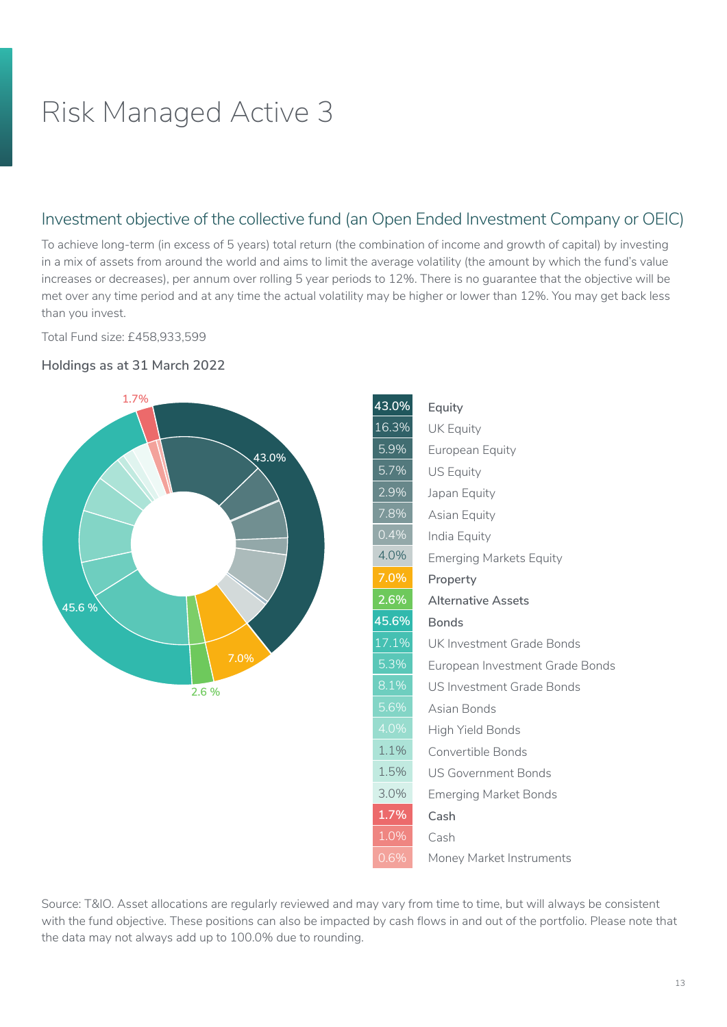# Risk Managed Active 3

## Investment objective of the collective fund (an Open Ended Investment Company or OEIC)

To achieve long-term (in excess of 5 years) total return (the combination of income and growth of capital) by investing in a mix of assets from around the world and aims to limit the average volatility (the amount by which the fund's value increases or decreases), per annum over rolling 5 year periods to 12%. There is no guarantee that the objective will be met over any time period and at any time the actual volatility may be higher or lower than 12%. You may get back less than you invest.

Total Fund size: £458,933,599

### Holdings as at 31 March 2022

| % | Asset |
|---|---|
| 43.0% | **Equity** |
| 16.3% | UK Equity |
| 5.9% | European Equity |
| 5.7% | US Equity |
| 2.9% | Japan Equity |
| 7.8% | Asian Equity |
| 0.4% | India Equity |
| 4.0% | Emerging Markets Equity |
| 7.0% | **Property** |
| 2.6% | **Alternative Assets** |
| 45.6% | **Bonds** |
| 17.1% | UK Investment Grade Bonds |
| 5.3% | European Investment Grade Bonds |
| 8.1% | US Investment Grade Bonds |
| 5.6% | Asian Bonds |
| 4.0% | High Yield Bonds |
| 1.1% | Convertible Bonds |
| 1.5% | US Government Bonds |
| 3.0% | Emerging Market Bonds |
| 1.7% | **Cash** |
| 1.0% | Cash |
| 0.6% | Money Market Instruments |

Source: T&IO. Asset allocations are regularly reviewed and may vary from time to time, but will always be consistent with the fund objective. These positions can also be impacted by cash flows in and out of the portfolio. Please note that the data may not always add up to 100.0% due to rounding.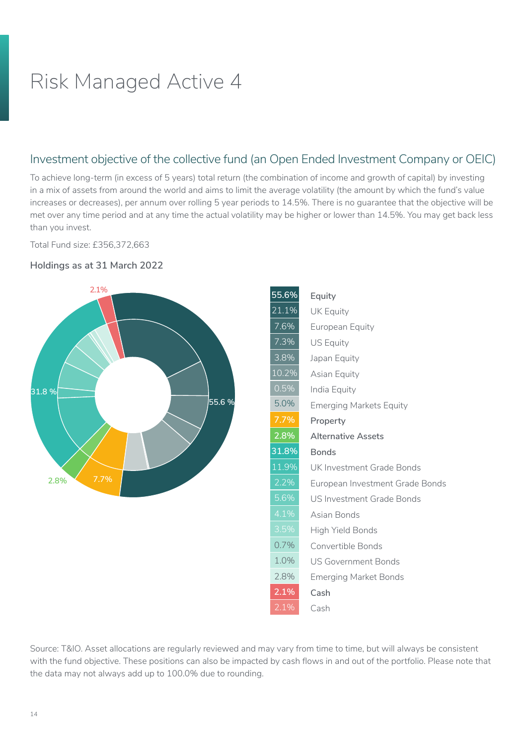# Risk Managed Active 4

## Investment objective of the collective fund (an Open Ended Investment Company or OEIC)

To achieve long-term (in excess of 5 years) total return (the combination of income and growth of capital) by investing in a mix of assets from around the world and aims to limit the average volatility (the amount by which the fund's value increases or decreases), per annum over rolling 5 year periods to 14.5%. There is no guarantee that the objective will be met over any time period and at any time the actual volatility may be higher or lower than 14.5%. You may get back less than you invest.

Total Fund size: £356,372,663

### Holdings as at 31 March 2022

| % | Asset |
|---|---|
| **55.6%** | **Equity** |
| 21.1% | UK Equity |
| 7.6% | European Equity |
| 7.3% | US Equity |
| 3.8% | Japan Equity |
| 10.2% | Asian Equity |
| 0.5% | India Equity |
| 5.0% | Emerging Markets Equity |
| **7.7%** | **Property** |
| **2.8%** | **Alternative Assets** |
| **31.8%** | **Bonds** |
| 11.9% | UK Investment Grade Bonds |
| 2.2% | European Investment Grade Bonds |
| 5.6% | US Investment Grade Bonds |
| 4.1% | Asian Bonds |
| 3.5% | High Yield Bonds |
| 0.7% | Convertible Bonds |
| 1.0% | US Government Bonds |
| 2.8% | Emerging Market Bonds |
| **2.1%** | **Cash** |
| 2.1% | Cash |

Source: T&IO. Asset allocations are regularly reviewed and may vary from time to time, but will always be consistent with the fund objective. These positions can also be impacted by cash flows in and out of the portfolio. Please note that the data may not always add up to 100.0% due to rounding.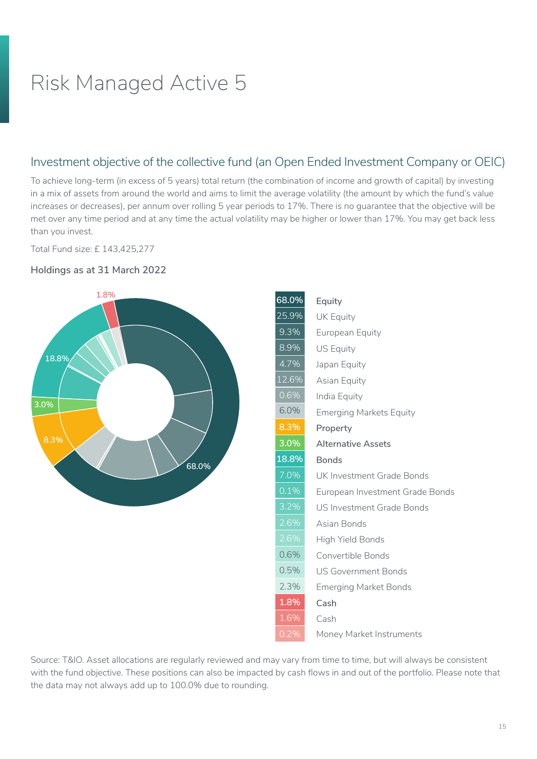# Risk Managed Active 5

## Investment objective of the collective fund (an Open Ended Investment Company or OEIC)

To achieve long-term (in excess of 5 years) total return (the combination of income and growth of capital) by investing in a mix of assets from around the world and aims to limit the average volatility (the amount by which the fund's value increases or decreases), per annum over rolling 5 year periods to 17%. There is no guarantee that the objective will be met over any time period and at any time the actual volatility may be higher or lower than 17%. You may get back less than you invest.

Total Fund size: £ 143,425,277

### Holdings as at 31 March 2022

| % | Asset |
|---|---|
| **68.0%** | **Equity** |
| 25.9% | UK Equity |
| 9.3% | European Equity |
| 8.9% | US Equity |
| 4.7% | Japan Equity |
| 12.6% | Asian Equity |
| 0.6% | India Equity |
| 6.0% | Emerging Markets Equity |
| **8.3%** | **Property** |
| **3.0%** | **Alternative Assets** |
| **18.8%** | **Bonds** |
| 7.0% | UK Investment Grade Bonds |
| 0.1% | European Investment Grade Bonds |
| 3.2% | US Investment Grade Bonds |
| 2.6% | Asian Bonds |
| 2.6% | High Yield Bonds |
| 0.6% | Convertible Bonds |
| 0.5% | US Government Bonds |
| 2.3% | Emerging Market Bonds |
| **1.8%** | **Cash** |
| 1.6% | Cash |
| 0.2% | Money Market Instruments |

Source: T&IO. Asset allocations are regularly reviewed and may vary from time to time, but will always be consistent with the fund objective. These positions can also be impacted by cash flows in and out of the portfolio. Please note that the data may not always add up to 100.0% due to rounding.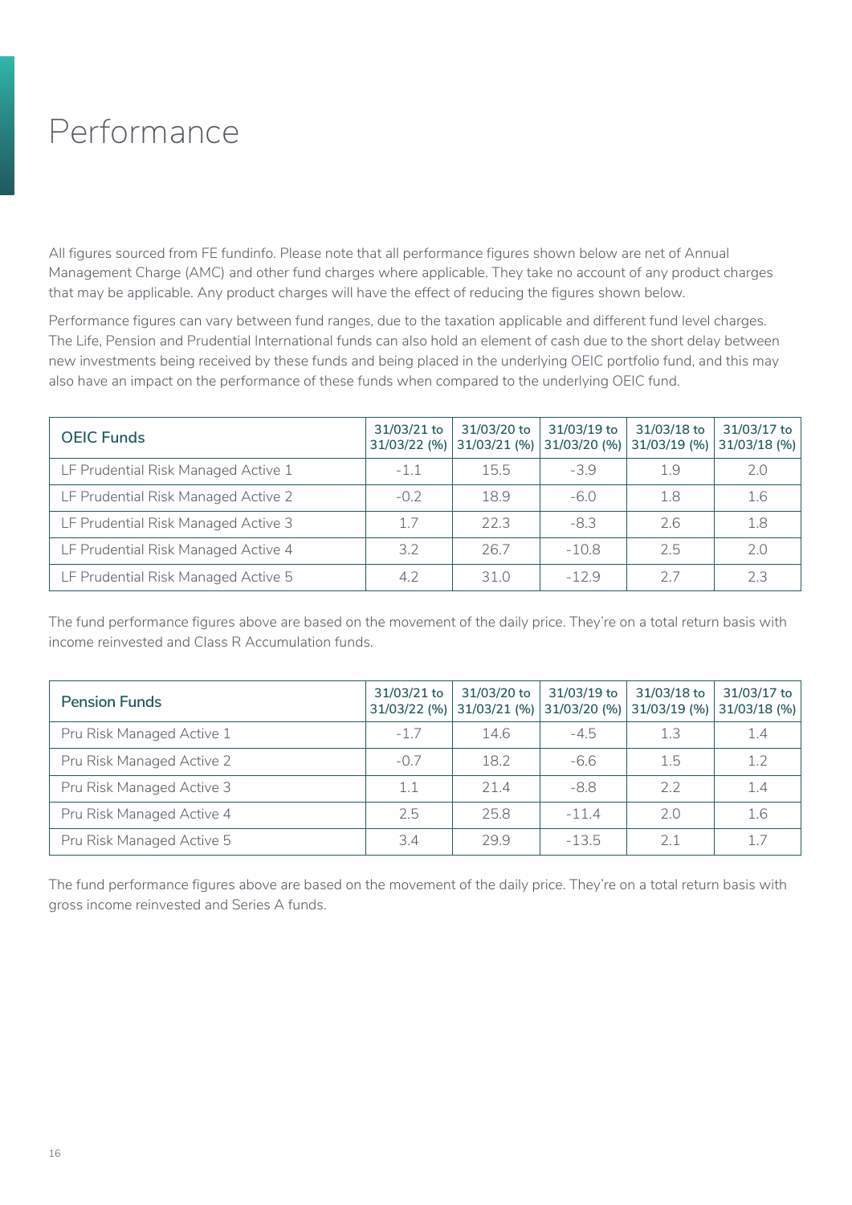# Performance

All figures sourced from FE fundinfo. Please note that all performance figures shown below are net of Annual Management Charge (AMC) and other fund charges where applicable. They take no account of any product charges that may be applicable. Any product charges will have the effect of reducing the figures shown below.

Performance figures can vary between fund ranges, due to the taxation applicable and different fund level charges. The Life, Pension and Prudential International funds can also hold an element of cash due to the short delay between new investments being received by these funds and being placed in the underlying OEIC portfolio fund, and this may also have an impact on the performance of these funds when compared to the underlying OEIC fund.

| OEIC Funds | 31/03/21 to 31/03/22 (%) | 31/03/20 to 31/03/21 (%) | 31/03/19 to 31/03/20 (%) | 31/03/18 to 31/03/19 (%) | 31/03/17 to 31/03/18 (%) |
|---|---|---|---|---|---|
| LF Prudential Risk Managed Active 1 | -1.1 | 15.5 | -3.9 | 1.9 | 2.0 |
| LF Prudential Risk Managed Active 2 | -0.2 | 18.9 | -6.0 | 1.8 | 1.6 |
| LF Prudential Risk Managed Active 3 | 1.7 | 22.3 | -8.3 | 2.6 | 1.8 |
| LF Prudential Risk Managed Active 4 | 3.2 | 26.7 | -10.8 | 2.5 | 2.0 |
| LF Prudential Risk Managed Active 5 | 4.2 | 31.0 | -12.9 | 2.7 | 2.3 |

The fund performance figures above are based on the movement of the daily price. They're on a total return basis with income reinvested and Class R Accumulation funds.

| Pension Funds | 31/03/21 to 31/03/22 (%) | 31/03/20 to 31/03/21 (%) | 31/03/19 to 31/03/20 (%) | 31/03/18 to 31/03/19 (%) | 31/03/17 to 31/03/18 (%) |
|---|---|---|---|---|---|
| Pru Risk Managed Active 1 | -1.7 | 14.6 | -4.5 | 1.3 | 1.4 |
| Pru Risk Managed Active 2 | -0.7 | 18.2 | -6.6 | 1.5 | 1.2 |
| Pru Risk Managed Active 3 | 1.1 | 21.4 | -8.8 | 2.2 | 1.4 |
| Pru Risk Managed Active 4 | 2.5 | 25.8 | -11.4 | 2.0 | 1.6 |
| Pru Risk Managed Active 5 | 3.4 | 29.9 | -13.5 | 2.1 | 1.7 |

The fund performance figures above are based on the movement of the daily price. They're on a total return basis with gross income reinvested and Series A funds.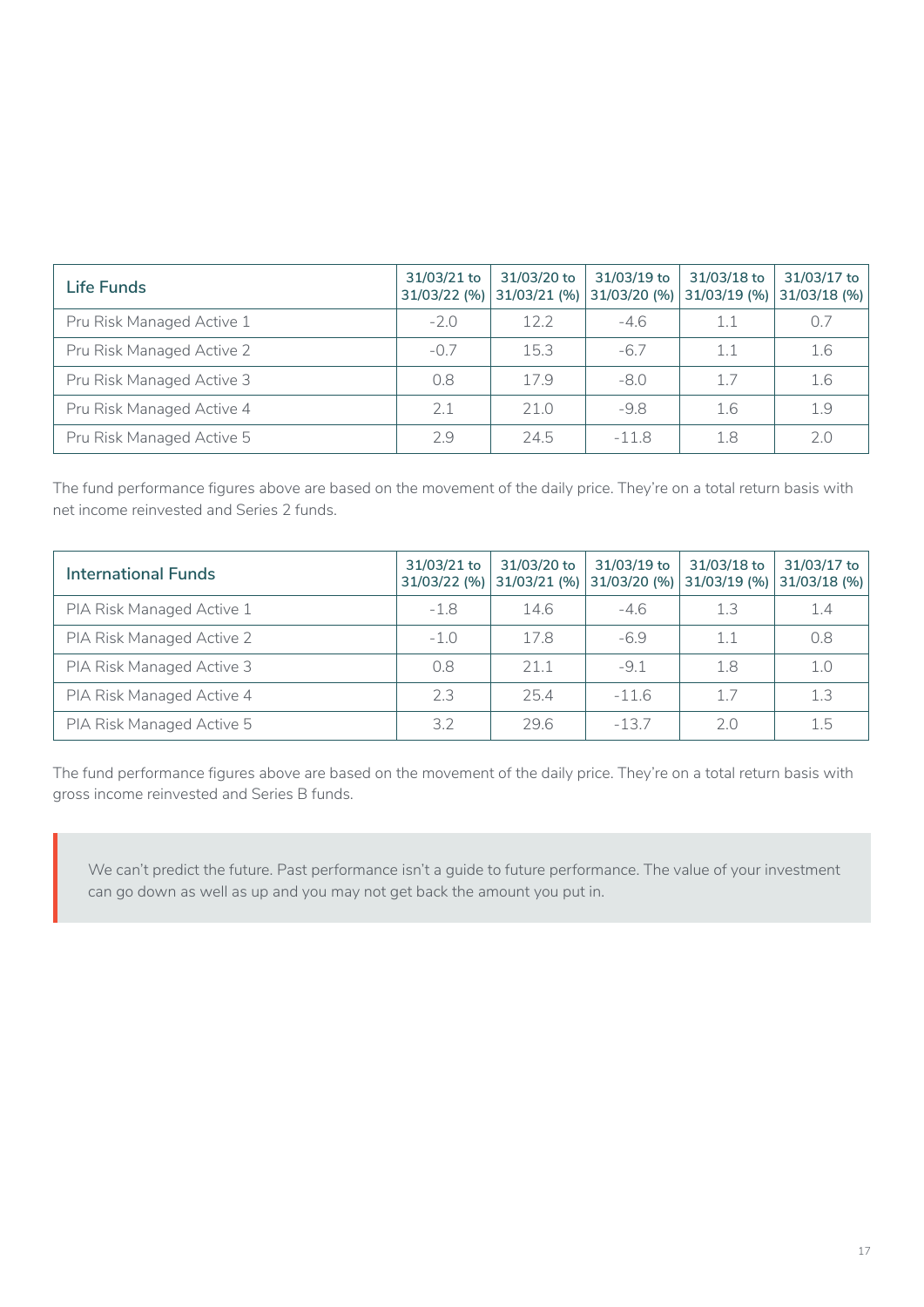| Life Funds | 31/03/21 to 31/03/22 (%) | 31/03/20 to 31/03/21 (%) | 31/03/19 to 31/03/20 (%) | 31/03/18 to 31/03/19 (%) | 31/03/17 to 31/03/18 (%) |
|---|---|---|---|---|---|
| Pru Risk Managed Active 1 | -2.0 | 12.2 | -4.6 | 1.1 | 0.7 |
| Pru Risk Managed Active 2 | -0.7 | 15.3 | -6.7 | 1.1 | 1.6 |
| Pru Risk Managed Active 3 | 0.8 | 17.9 | -8.0 | 1.7 | 1.6 |
| Pru Risk Managed Active 4 | 2.1 | 21.0 | -9.8 | 1.6 | 1.9 |
| Pru Risk Managed Active 5 | 2.9 | 24.5 | -11.8 | 1.8 | 2.0 |

The fund performance figures above are based on the movement of the daily price. They're on a total return basis with net income reinvested and Series 2 funds.

| International Funds | 31/03/21 to 31/03/22 (%) | 31/03/20 to 31/03/21 (%) | 31/03/19 to 31/03/20 (%) | 31/03/18 to 31/03/19 (%) | 31/03/17 to 31/03/18 (%) |
|---|---|---|---|---|---|
| PIA Risk Managed Active 1 | -1.8 | 14.6 | -4.6 | 1.3 | 1.4 |
| PIA Risk Managed Active 2 | -1.0 | 17.8 | -6.9 | 1.1 | 0.8 |
| PIA Risk Managed Active 3 | 0.8 | 21.1 | -9.1 | 1.8 | 1.0 |
| PIA Risk Managed Active 4 | 2.3 | 25.4 | -11.6 | 1.7 | 1.3 |
| PIA Risk Managed Active 5 | 3.2 | 29.6 | -13.7 | 2.0 | 1.5 |

The fund performance figures above are based on the movement of the daily price. They're on a total return basis with gross income reinvested and Series B funds.

> We can't predict the future. Past performance isn't a guide to future performance. The value of your investment can go down as well as up and you may not get back the amount you put in.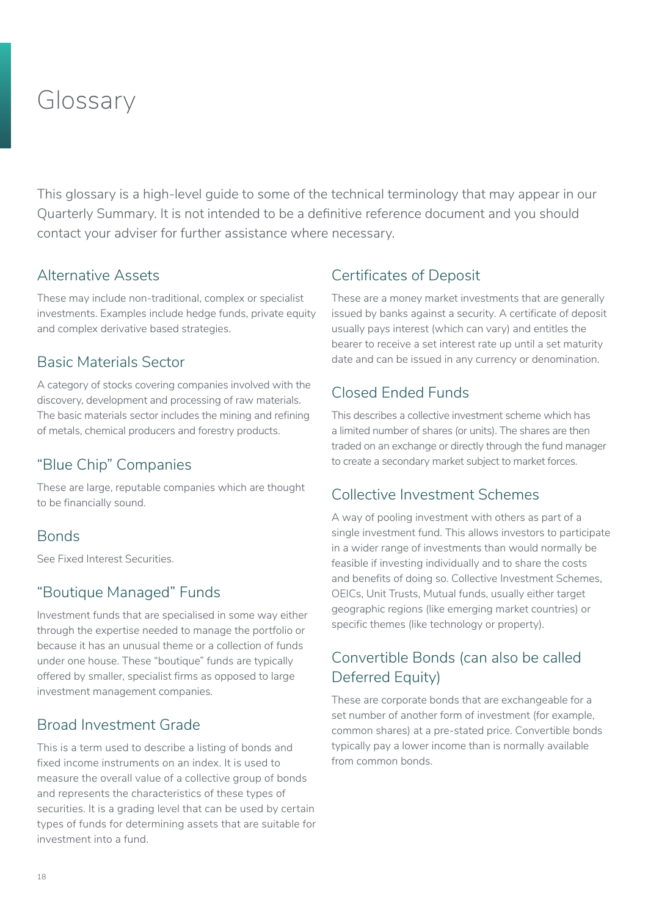# Glossary

This glossary is a high-level guide to some of the technical terminology that may appear in our Quarterly Summary. It is not intended to be a definitive reference document and you should contact your adviser for further assistance where necessary.

## Alternative Assets

These may include non-traditional, complex or specialist investments. Examples include hedge funds, private equity and complex derivative based strategies.

## Basic Materials Sector

A category of stocks covering companies involved with the discovery, development and processing of raw materials. The basic materials sector includes the mining and refining of metals, chemical producers and forestry products.

## "Blue Chip" Companies

These are large, reputable companies which are thought to be financially sound.

## Bonds

See Fixed Interest Securities.

## "Boutique Managed" Funds

Investment funds that are specialised in some way either through the expertise needed to manage the portfolio or because it has an unusual theme or a collection of funds under one house. These "boutique" funds are typically offered by smaller, specialist firms as opposed to large investment management companies.

## Broad Investment Grade

This is a term used to describe a listing of bonds and fixed income instruments on an index. It is used to measure the overall value of a collective group of bonds and represents the characteristics of these types of securities. It is a grading level that can be used by certain types of funds for determining assets that are suitable for investment into a fund.

## Certificates of Deposit

These are a money market investments that are generally issued by banks against a security. A certificate of deposit usually pays interest (which can vary) and entitles the bearer to receive a set interest rate up until a set maturity date and can be issued in any currency or denomination.

## Closed Ended Funds

This describes a collective investment scheme which has a limited number of shares (or units). The shares are then traded on an exchange or directly through the fund manager to create a secondary market subject to market forces.

## Collective Investment Schemes

A way of pooling investment with others as part of a single investment fund. This allows investors to participate in a wider range of investments than would normally be feasible if investing individually and to share the costs and benefits of doing so. Collective Investment Schemes, OEICs, Unit Trusts, Mutual funds, usually either target geographic regions (like emerging market countries) or specific themes (like technology or property).

## Convertible Bonds (can also be called Deferred Equity)

These are corporate bonds that are exchangeable for a set number of another form of investment (for example, common shares) at a pre-stated price. Convertible bonds typically pay a lower income than is normally available from common bonds.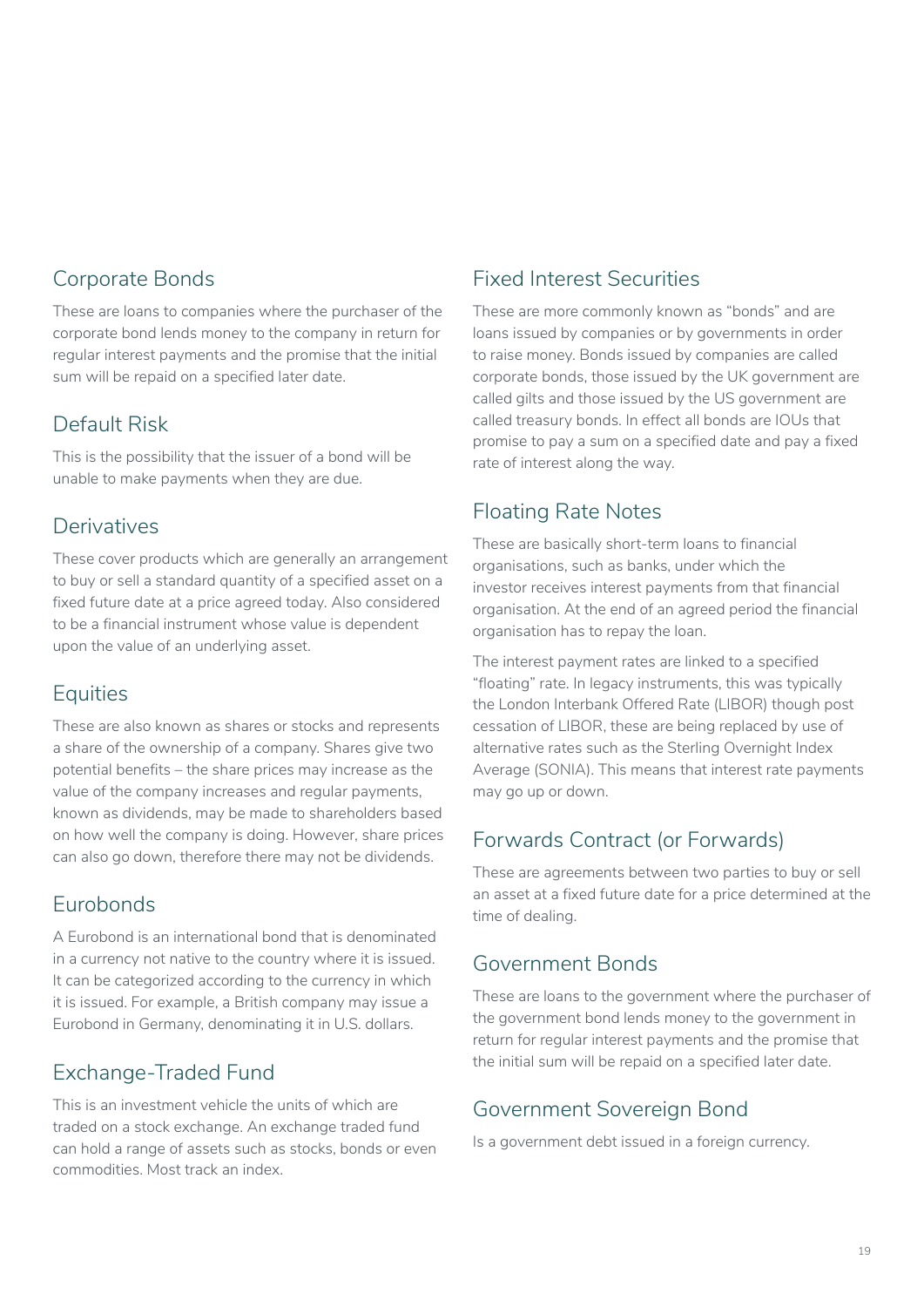## Corporate Bonds

These are loans to companies where the purchaser of the corporate bond lends money to the company in return for regular interest payments and the promise that the initial sum will be repaid on a specified later date.

## Default Risk

This is the possibility that the issuer of a bond will be unable to make payments when they are due.

## Derivatives

These cover products which are generally an arrangement to buy or sell a standard quantity of a specified asset on a fixed future date at a price agreed today. Also considered to be a financial instrument whose value is dependent upon the value of an underlying asset.

## Equities

These are also known as shares or stocks and represents a share of the ownership of a company. Shares give two potential benefits – the share prices may increase as the value of the company increases and regular payments, known as dividends, may be made to shareholders based on how well the company is doing. However, share prices can also go down, therefore there may not be dividends.

## Eurobonds

A Eurobond is an international bond that is denominated in a currency not native to the country where it is issued. It can be categorized according to the currency in which it is issued. For example, a British company may issue a Eurobond in Germany, denominating it in U.S. dollars.

## Exchange-Traded Fund

This is an investment vehicle the units of which are traded on a stock exchange. An exchange traded fund can hold a range of assets such as stocks, bonds or even commodities. Most track an index.

## Fixed Interest Securities

These are more commonly known as "bonds" and are loans issued by companies or by governments in order to raise money. Bonds issued by companies are called corporate bonds, those issued by the UK government are called gilts and those issued by the US government are called treasury bonds. In effect all bonds are IOUs that promise to pay a sum on a specified date and pay a fixed rate of interest along the way.

## Floating Rate Notes

These are basically short-term loans to financial organisations, such as banks, under which the investor receives interest payments from that financial organisation. At the end of an agreed period the financial organisation has to repay the loan.

The interest payment rates are linked to a specified "floating" rate. In legacy instruments, this was typically the London Interbank Offered Rate (LIBOR) though post cessation of LIBOR, these are being replaced by use of alternative rates such as the Sterling Overnight Index Average (SONIA). This means that interest rate payments may go up or down.

## Forwards Contract (or Forwards)

These are agreements between two parties to buy or sell an asset at a fixed future date for a price determined at the time of dealing.

## Government Bonds

These are loans to the government where the purchaser of the government bond lends money to the government in return for regular interest payments and the promise that the initial sum will be repaid on a specified later date.

## Government Sovereign Bond

Is a government debt issued in a foreign currency.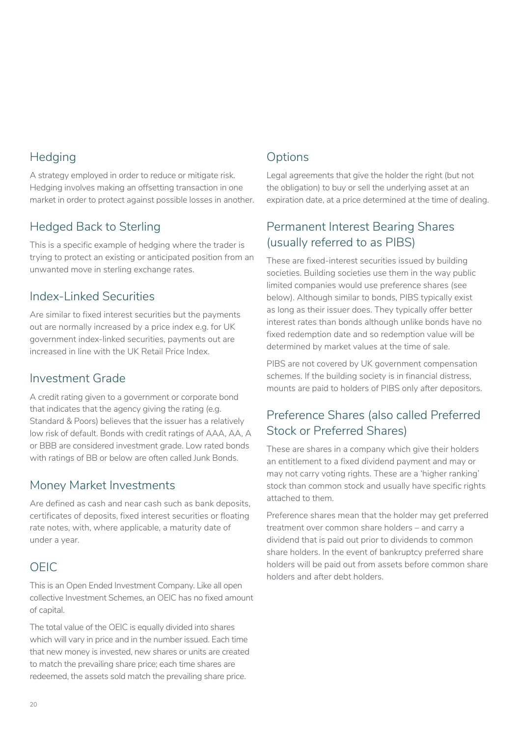## Hedging

A strategy employed in order to reduce or mitigate risk. Hedging involves making an offsetting transaction in one market in order to protect against possible losses in another.

## Hedged Back to Sterling

This is a specific example of hedging where the trader is trying to protect an existing or anticipated position from an unwanted move in sterling exchange rates.

## Index-Linked Securities

Are similar to fixed interest securities but the payments out are normally increased by a price index e.g. for UK government index-linked securities, payments out are increased in line with the UK Retail Price Index.

## Investment Grade

A credit rating given to a government or corporate bond that indicates that the agency giving the rating (e.g. Standard & Poors) believes that the issuer has a relatively low risk of default. Bonds with credit ratings of AAA, AA, A or BBB are considered investment grade. Low rated bonds with ratings of BB or below are often called Junk Bonds.

## Money Market Investments

Are defined as cash and near cash such as bank deposits, certificates of deposits, fixed interest securities or floating rate notes, with, where applicable, a maturity date of under a year.

## OEIC

This is an Open Ended Investment Company. Like all open collective Investment Schemes, an OEIC has no fixed amount of capital.

The total value of the OEIC is equally divided into shares which will vary in price and in the number issued. Each time that new money is invested, new shares or units are created to match the prevailing share price; each time shares are redeemed, the assets sold match the prevailing share price.

## Options

Legal agreements that give the holder the right (but not the obligation) to buy or sell the underlying asset at an expiration date, at a price determined at the time of dealing.

## Permanent Interest Bearing Shares (usually referred to as PIBS)

These are fixed-interest securities issued by building societies. Building societies use them in the way public limited companies would use preference shares (see below). Although similar to bonds, PIBS typically exist as long as their issuer does. They typically offer better interest rates than bonds although unlike bonds have no fixed redemption date and so redemption value will be determined by market values at the time of sale.

PIBS are not covered by UK government compensation schemes. If the building society is in financial distress, mounts are paid to holders of PIBS only after depositors.

## Preference Shares (also called Preferred Stock or Preferred Shares)

These are shares in a company which give their holders an entitlement to a fixed dividend payment and may or may not carry voting rights. These are a 'higher ranking' stock than common stock and usually have specific rights attached to them.

Preference shares mean that the holder may get preferred treatment over common share holders – and carry a dividend that is paid out prior to dividends to common share holders. In the event of bankruptcy preferred share holders will be paid out from assets before common share holders and after debt holders.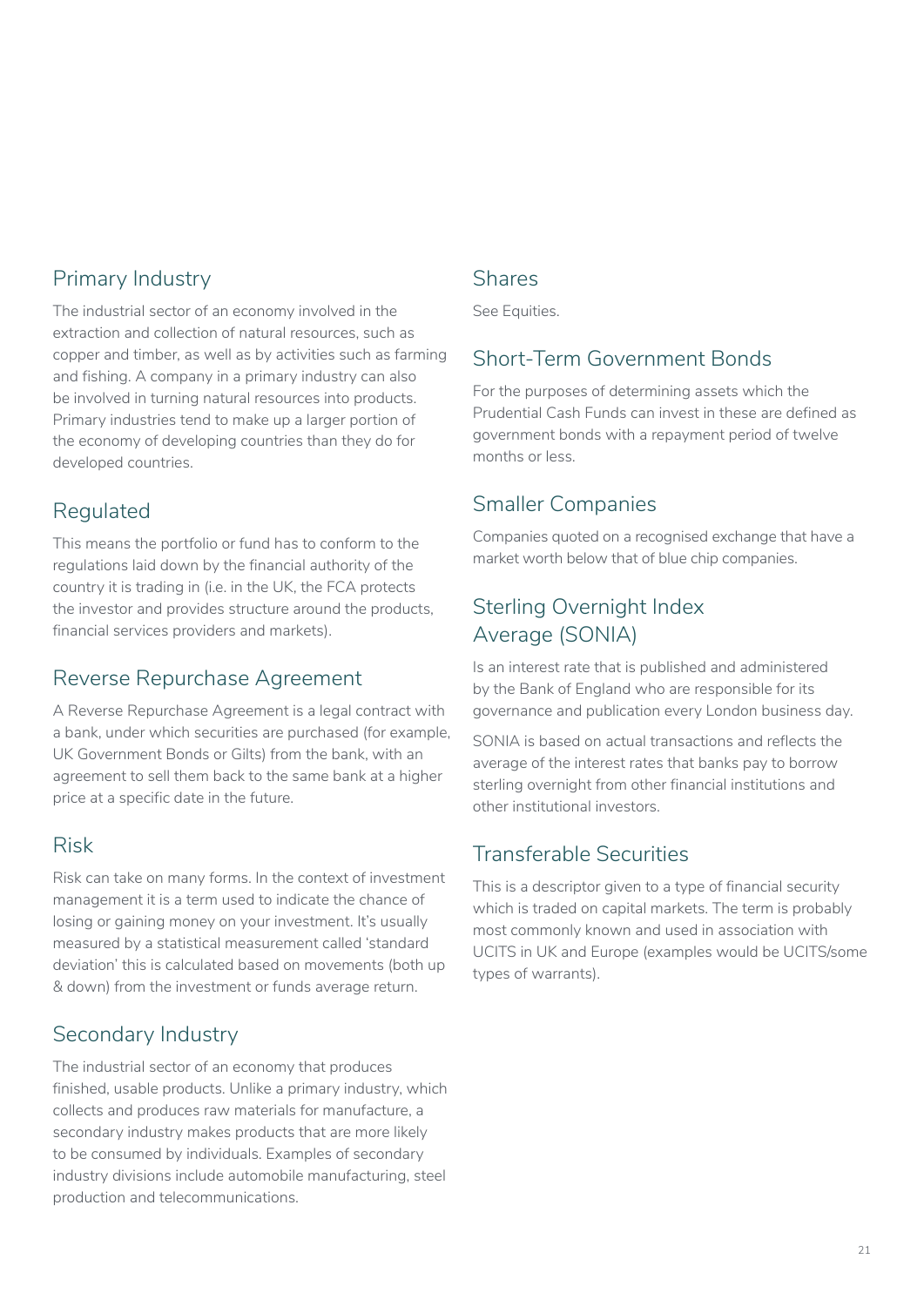## Primary Industry

The industrial sector of an economy involved in the extraction and collection of natural resources, such as copper and timber, as well as by activities such as farming and fishing. A company in a primary industry can also be involved in turning natural resources into products. Primary industries tend to make up a larger portion of the economy of developing countries than they do for developed countries.

## Regulated

This means the portfolio or fund has to conform to the regulations laid down by the financial authority of the country it is trading in (i.e. in the UK, the FCA protects the investor and provides structure around the products, financial services providers and markets).

## Reverse Repurchase Agreement

A Reverse Repurchase Agreement is a legal contract with a bank, under which securities are purchased (for example, UK Government Bonds or Gilts) from the bank, with an agreement to sell them back to the same bank at a higher price at a specific date in the future.

## Risk

Risk can take on many forms. In the context of investment management it is a term used to indicate the chance of losing or gaining money on your investment. It's usually measured by a statistical measurement called 'standard deviation' this is calculated based on movements (both up & down) from the investment or funds average return.

## Secondary Industry

The industrial sector of an economy that produces finished, usable products. Unlike a primary industry, which collects and produces raw materials for manufacture, a secondary industry makes products that are more likely to be consumed by individuals. Examples of secondary industry divisions include automobile manufacturing, steel production and telecommunications.

## Shares

See Equities.

## Short-Term Government Bonds

For the purposes of determining assets which the Prudential Cash Funds can invest in these are defined as government bonds with a repayment period of twelve months or less.

## Smaller Companies

Companies quoted on a recognised exchange that have a market worth below that of blue chip companies.

## Sterling Overnight Index Average (SONIA)

Is an interest rate that is published and administered by the Bank of England who are responsible for its governance and publication every London business day.

SONIA is based on actual transactions and reflects the average of the interest rates that banks pay to borrow sterling overnight from other financial institutions and other institutional investors.

## Transferable Securities

This is a descriptor given to a type of financial security which is traded on capital markets. The term is probably most commonly known and used in association with UCITS in UK and Europe (examples would be UCITS/some types of warrants).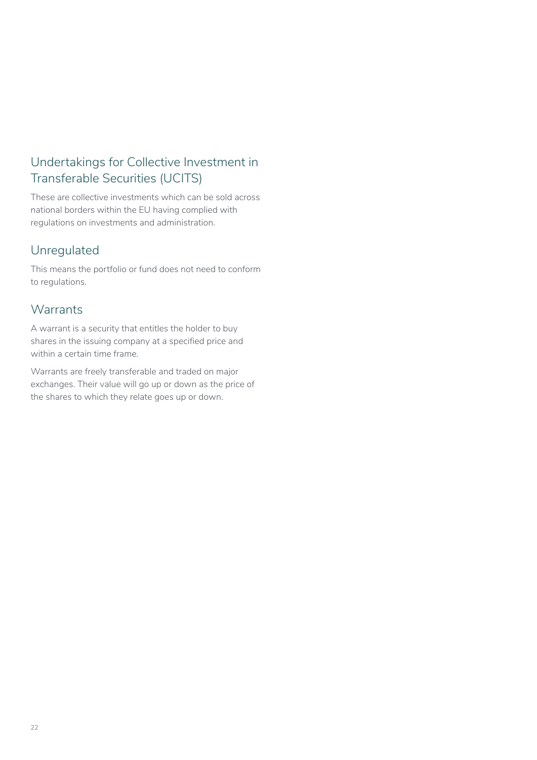## Undertakings for Collective Investment in Transferable Securities (UCITS)

These are collective investments which can be sold across national borders within the EU having complied with regulations on investments and administration.

## Unregulated

This means the portfolio or fund does not need to conform to regulations.

## Warrants

A warrant is a security that entitles the holder to buy shares in the issuing company at a specified price and within a certain time frame.

Warrants are freely transferable and traded on major exchanges. Their value will go up or down as the price of the shares to which they relate goes up or down.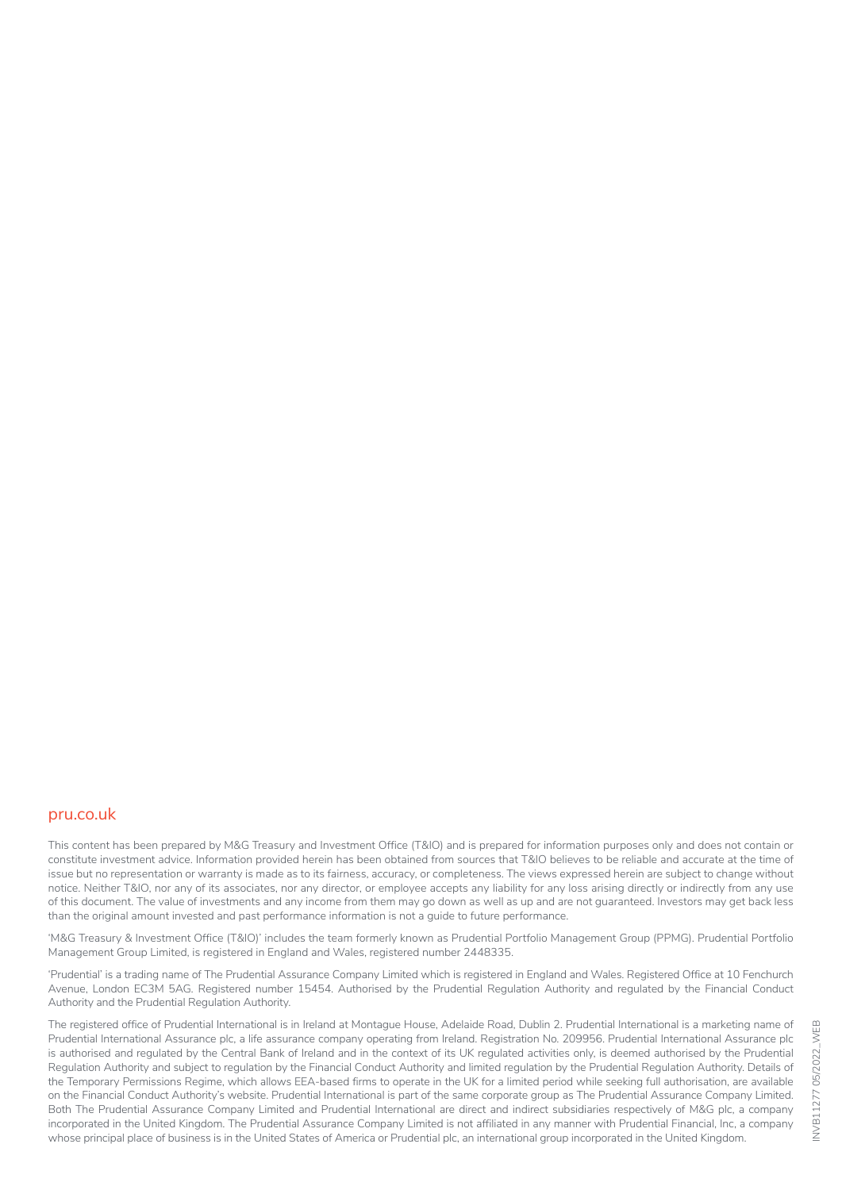pru.co.uk

This content has been prepared by M&G Treasury and Investment Office (T&IO) and is prepared for information purposes only and does not contain or constitute investment advice. Information provided herein has been obtained from sources that T&IO believes to be reliable and accurate at the time of issue but no representation or warranty is made as to its fairness, accuracy, or completeness. The views expressed herein are subject to change without notice. Neither T&IO, nor any of its associates, nor any director, or employee accepts any liability for any loss arising directly or indirectly from any use of this document. The value of investments and any income from them may go down as well as up and are not guaranteed. Investors may get back less than the original amount invested and past performance information is not a guide to future performance.

'M&G Treasury & Investment Office (T&IO)' includes the team formerly known as Prudential Portfolio Management Group (PPMG). Prudential Portfolio Management Group Limited, is registered in England and Wales, registered number 2448335.

'Prudential' is a trading name of The Prudential Assurance Company Limited which is registered in England and Wales. Registered Office at 10 Fenchurch Avenue, London EC3M 5AG. Registered number 15454. Authorised by the Prudential Regulation Authority and regulated by the Financial Conduct Authority and the Prudential Regulation Authority.

The registered office of Prudential International is in Ireland at Montague House, Adelaide Road, Dublin 2. Prudential International is a marketing name of Prudential International Assurance plc, a life assurance company operating from Ireland. Registration No. 209956. Prudential International Assurance plc is authorised and regulated by the Central Bank of Ireland and in the context of its UK regulated activities only, is deemed authorised by the Prudential Regulation Authority and subject to regulation by the Financial Conduct Authority and limited regulation by the Prudential Regulation Authority. Details of the Temporary Permissions Regime, which allows EEA-based firms to operate in the UK for a limited period while seeking full authorisation, are available on the Financial Conduct Authority's website. Prudential International is part of the same corporate group as The Prudential Assurance Company Limited. Both The Prudential Assurance Company Limited and Prudential International are direct and indirect subsidiaries respectively of M&G plc, a company incorporated in the United Kingdom. The Prudential Assurance Company Limited is not affiliated in any manner with Prudential Financial, Inc, a company whose principal place of business is in the United States of America or Prudential plc, an international group incorporated in the United Kingdom.

INVB11277 05/2022_WEB